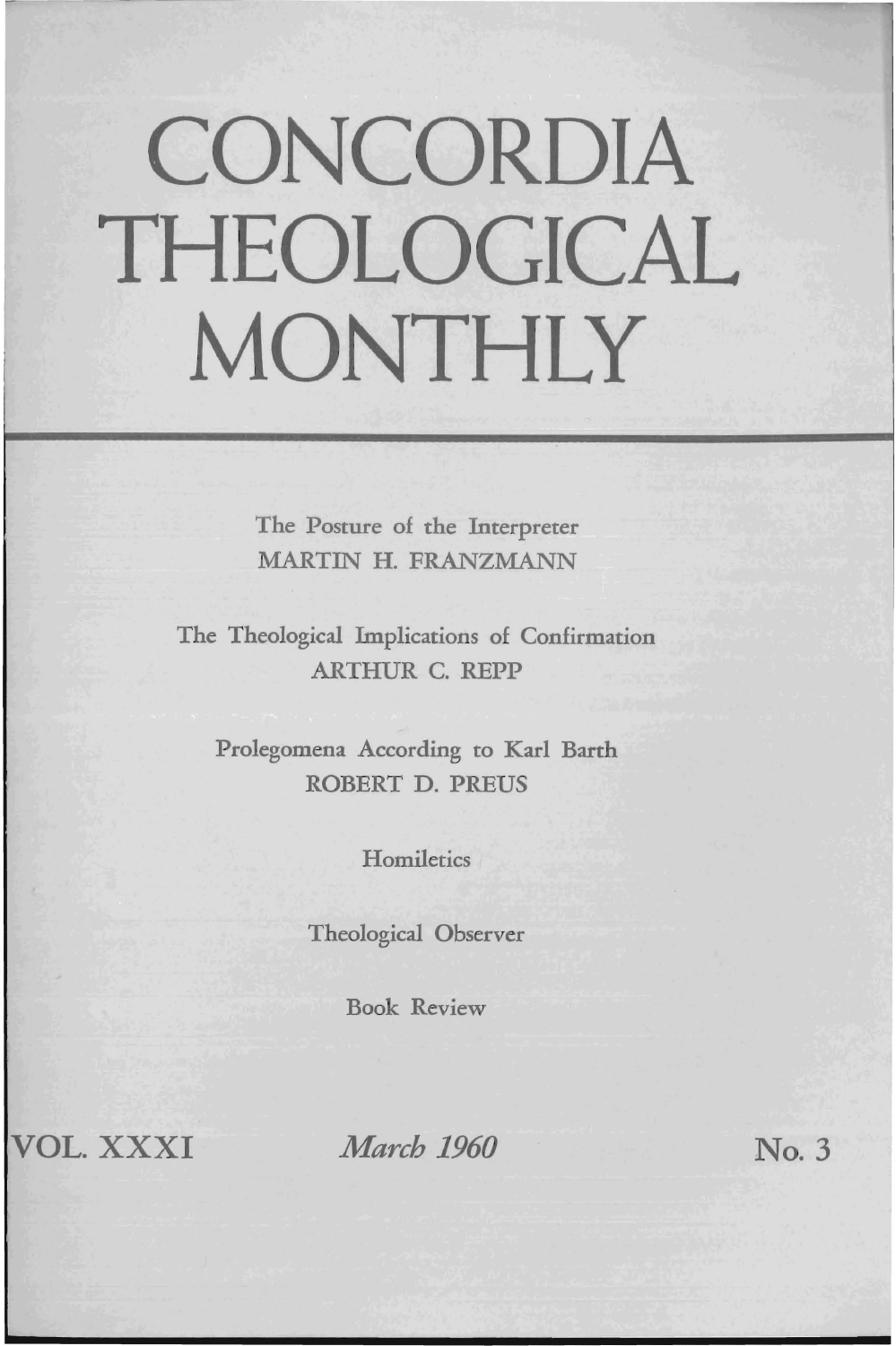# CONCORDIA THEOLOGICAL MONTHLY

The Posture of the Interpreter
MARTIN H. FRANZMANN

The Theological Implications of Confirmation
ARTHUR C. REPP

Prolegomena According to Karl Barth
ROBERT D. PREUS

Homiletics

Theological Observer

Book Review

VOL. XXXI *March 1960* No. 3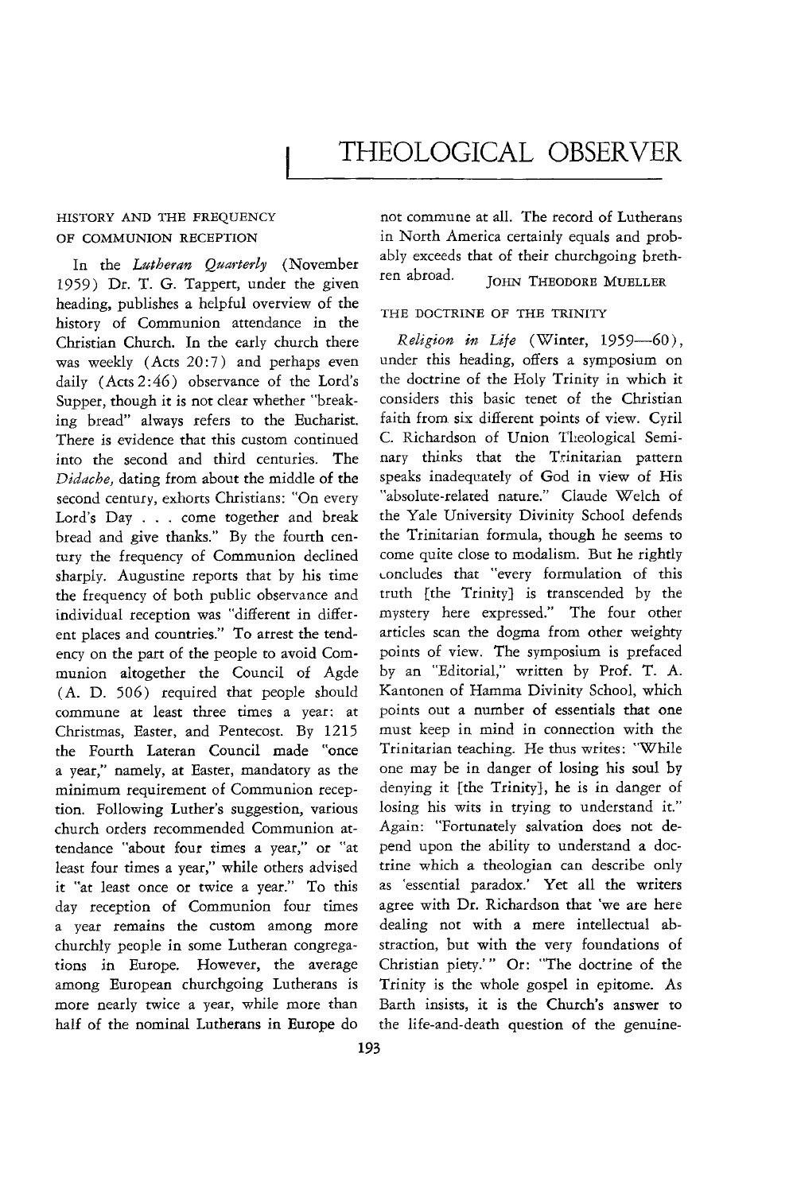# THEOLOGICAL OBSERVER

## HISTORY AND THE FREQUENCY OF COMMUNION RECEPTION

In the *Lutheran Quarterly* (November 1959) Dr. T. G. Tappert, under the given heading, publishes a helpful overview of the history of Communion attendance in the Christian Church. In the early church there was weekly (Acts 20:7) and perhaps even daily (Acts 2:46) observance of the Lord's Supper, though it is not clear whether "breaking bread" always refers to the Eucharist. There is evidence that this custom continued into the second and third centuries. The *Didache*, dating from about the middle of the second century, exhorts Christians: "On every Lord's Day . . . come together and break bread and give thanks." By the fourth century the frequency of Communion declined sharply. Augustine reports that by his time the frequency of both public observance and individual reception was "different in different places and countries." To arrest the tendency on the part of the people to avoid Communion altogether the Council of Agde (A. D. 506) required that people should commune at least three times a year: at Christmas, Easter, and Pentecost. By 1215 the Fourth Lateran Council made "once a year," namely, at Easter, mandatory as the minimum requirement of Communion reception. Following Luther's suggestion, various church orders recommended Communion attendance "about four times a year," or "at least four times a year," while others advised it "at least once or twice a year." To this day reception of Communion four times a year remains the custom among more churchly people in some Lutheran congregations in Europe. However, the average among European churchgoing Lutherans is more nearly twice a year, while more than half of the nominal Lutherans in Europe do not commune at all. The record of Lutherans in North America certainly equals and probably exceeds that of their churchgoing brethren abroad.

JOHN THEODORE MUELLER

## THE DOCTRINE OF THE TRINITY

*Religion in Life* (Winter, 1959—60), under this heading, offers a symposium on the doctrine of the Holy Trinity in which it considers this basic tenet of the Christian faith from six different points of view. Cyril C. Richardson of Union Theological Seminary thinks that the Trinitarian pattern speaks inadequately of God in view of His "absolute-related nature." Claude Welch of the Yale University Divinity School defends the Trinitarian formula, though he seems to come quite close to modalism. But he rightly concludes that "every formulation of this truth [the Trinity] is transcended by the mystery here expressed." The four other articles scan the dogma from other weighty points of view. The symposium is prefaced by an "Editorial," written by Prof. T. A. Kantonen of Hamma Divinity School, which points out a number of essentials that one must keep in mind in connection with the Trinitarian teaching. He thus writes: "While one may be in danger of losing his soul by denying it [the Trinity], he is in danger of losing his wits in trying to understand it." Again: "Fortunately salvation does not depend upon the ability to understand a doctrine which a theologian can describe only as 'essential paradox.' Yet all the writers agree with Dr. Richardson that 'we are here dealing not with a mere intellectual abstraction, but with the very foundations of Christian piety.'" Or: "The doctrine of the Trinity is the whole gospel in epitome. As Barth insists, it is the Church's answer to the life-and-death question of the genuine-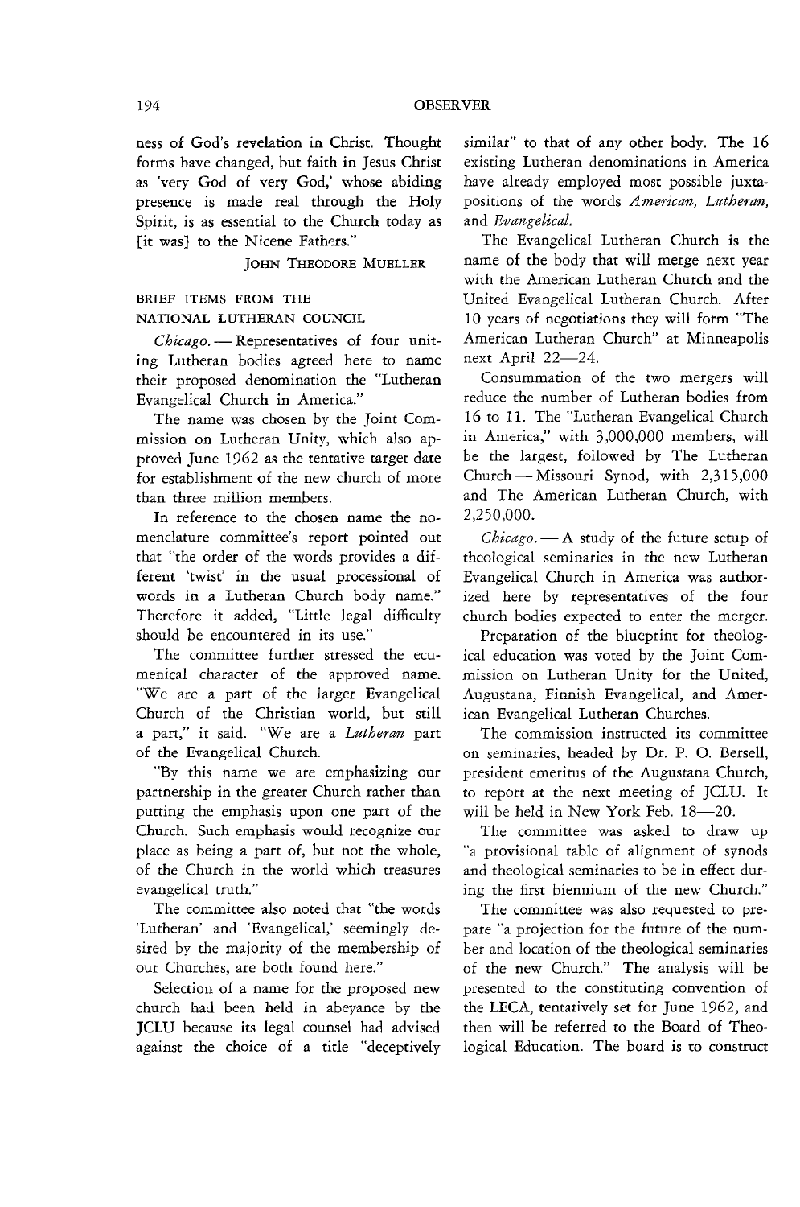ness of God's revelation in Christ. Thought forms have changed, but faith in Jesus Christ as 'very God of very God,' whose abiding presence is made real through the Holy Spirit, is as essential to the Church today as [it was] to the Nicene Fathers."

JOHN THEODORE MUELLER

## BRIEF ITEMS FROM THE NATIONAL LUTHERAN COUNCIL

*Chicago.* — Representatives of four uniting Lutheran bodies agreed here to name their proposed denomination the "Lutheran Evangelical Church in America."

The name was chosen by the Joint Commission on Lutheran Unity, which also approved June 1962 as the tentative target date for establishment of the new church of more than three million members.

In reference to the chosen name the nomenclature committee's report pointed out that "the order of the words provides a different 'twist' in the usual processional of words in a Lutheran Church body name." Therefore it added, "Little legal difficulty should be encountered in its use."

The committee further stressed the ecumenical character of the approved name. "We are a part of the larger Evangelical Church of the Christian world, but still a part," it said. "We are a *Lutheran* part of the Evangelical Church.

"By this name we are emphasizing our partnership in the greater Church rather than putting the emphasis upon one part of the Church. Such emphasis would recognize our place as being a part of, but not the whole, of the Church in the world which treasures evangelical truth."

The committee also noted that "the words 'Lutheran' and 'Evangelical,' seemingly desired by the majority of the membership of our Churches, are both found here."

Selection of a name for the proposed new church had been held in abeyance by the JCLU because its legal counsel had advised against the choice of a title "deceptively similar" to that of any other body. The 16 existing Lutheran denominations in America have already employed most possible juxtapositions of the words *American, Lutheran,* and *Evangelical.*

The Evangelical Lutheran Church is the name of the body that will merge next year with the American Lutheran Church and the United Evangelical Lutheran Church. After 10 years of negotiations they will form "The American Lutheran Church" at Minneapolis next April 22—24.

Consummation of the two mergers will reduce the number of Lutheran bodies from 16 to 11. The "Lutheran Evangelical Church in America," with 3,000,000 members, will be the largest, followed by The Lutheran Church — Missouri Synod, with 2,315,000 and The American Lutheran Church, with 2,250,000.

*Chicago.* — A study of the future setup of theological seminaries in the new Lutheran Evangelical Church in America was authorized here by representatives of the four church bodies expected to enter the merger.

Preparation of the blueprint for theological education was voted by the Joint Commission on Lutheran Unity for the United, Augustana, Finnish Evangelical, and American Evangelical Lutheran Churches.

The commission instructed its committee on seminaries, headed by Dr. P. O. Bersell, president emeritus of the Augustana Church, to report at the next meeting of JCLU. It will be held in New York Feb. 18—20.

The committee was asked to draw up "a provisional table of alignment of synods and theological seminaries to be in effect during the first biennium of the new Church."

The committee was also requested to prepare "a projection for the future of the number and location of the theological seminaries of the new Church." The analysis will be presented to the constituting convention of the LECA, tentatively set for June 1962, and then will be referred to the Board of Theological Education. The board is to construct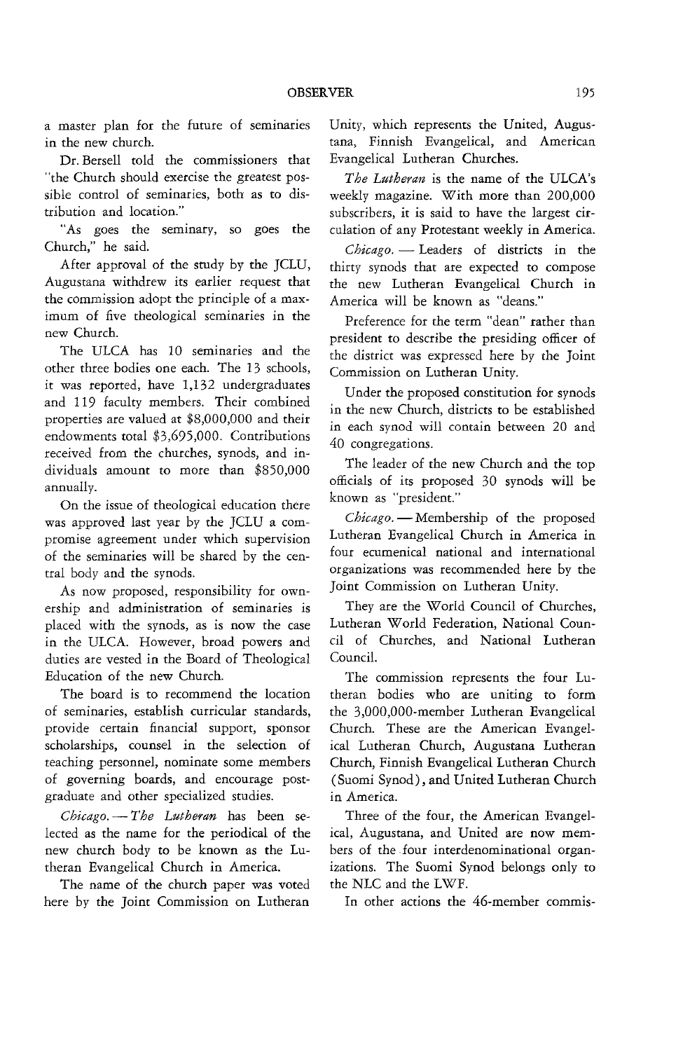a master plan for the future of seminaries in the new church.

Dr. Bersell told the commissioners that "the Church should exercise the greatest possible control of seminaries, both as to distribution and location."

"As goes the seminary, so goes the Church," he said.

After approval of the study by the JCLU, Augustana withdrew its earlier request that the commission adopt the principle of a maximum of five theological seminaries in the new Church.

The ULCA has 10 seminaries and the other three bodies one each. The 13 schools, it was reported, have 1,132 undergraduates and 119 faculty members. Their combined properties are valued at $8,000,000 and their endowments total $3,695,000. Contributions received from the churches, synods, and individuals amount to more than $850,000 annually.

On the issue of theological education there was approved last year by the JCLU a compromise agreement under which supervision of the seminaries will be shared by the central body and the synods.

As now proposed, responsibility for ownership and administration of seminaries is placed with the synods, as is now the case in the ULCA. However, broad powers and duties are vested in the Board of Theological Education of the new Church.

The board is to recommend the location of seminaries, establish curricular standards, provide certain financial support, sponsor scholarships, counsel in the selection of teaching personnel, nominate some members of governing boards, and encourage postgraduate and other specialized studies.

*Chicago.* — *The Lutheran* has been selected as the name for the periodical of the new church body to be known as the Lutheran Evangelical Church in America.

The name of the church paper was voted here by the Joint Commission on Lutheran Unity, which represents the United, Augustana, Finnish Evangelical, and American Evangelical Lutheran Churches.

*The Lutheran* is the name of the ULCA's weekly magazine. With more than 200,000 subscribers, it is said to have the largest circulation of any Protestant weekly in America.

*Chicago.* — Leaders of districts in the thirty synods that are expected to compose the new Lutheran Evangelical Church in America will be known as "deans."

Preference for the term "dean" rather than president to describe the presiding officer of the district was expressed here by the Joint Commission on Lutheran Unity.

Under the proposed constitution for synods in the new Church, districts to be established in each synod will contain between 20 and 40 congregations.

The leader of the new Church and the top officials of its proposed 30 synods will be known as "president."

*Chicago.* — Membership of the proposed Lutheran Evangelical Church in America in four ecumenical national and international organizations was recommended here by the Joint Commission on Lutheran Unity.

They are the World Council of Churches, Lutheran World Federation, National Council of Churches, and National Lutheran Council.

The commission represents the four Lutheran bodies who are uniting to form the 3,000,000-member Lutheran Evangelical Church. These are the American Evangelical Lutheran Church, Augustana Lutheran Church, Finnish Evangelical Lutheran Church (Suomi Synod), and United Lutheran Church in America.

Three of the four, the American Evangelical, Augustana, and United are now members of the four interdenominational organizations. The Suomi Synod belongs only to the NLC and the LWF.

In other actions the 46-member commis-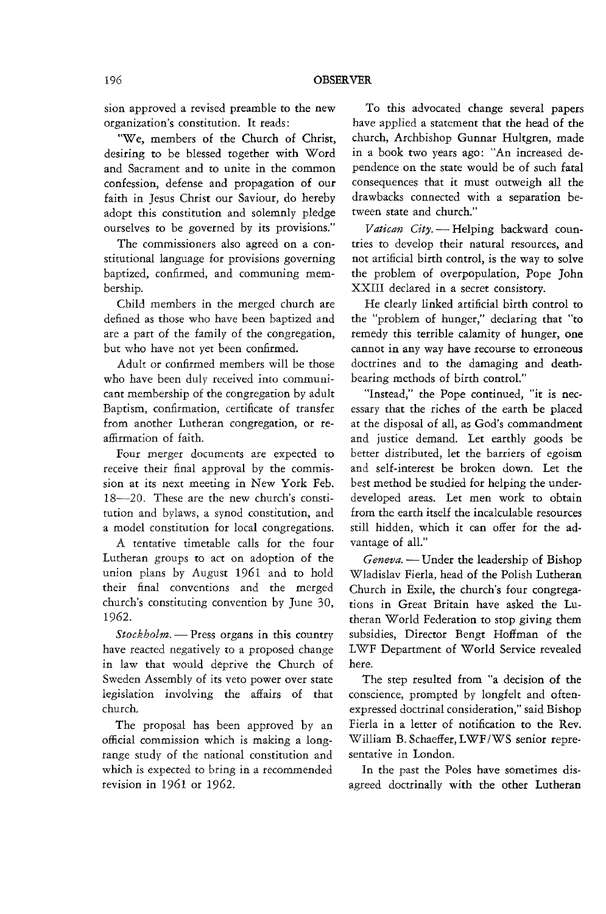sion approved a revised preamble to the new organization's constitution. It reads:

"We, members of the Church of Christ, desiring to be blessed together with Word and Sacrament and to unite in the common confession, defense and propagation of our faith in Jesus Christ our Saviour, do hereby adopt this constitution and solemnly pledge ourselves to be governed by its provisions."

The commissioners also agreed on a constitutional language for provisions governing baptized, confirmed, and communing membership.

Child members in the merged church are defined as those who have been baptized and are a part of the family of the congregation, but who have not yet been confirmed.

Adult or confirmed members will be those who have been duly received into communicant membership of the congregation by adult Baptism, confirmation, certificate of transfer from another Lutheran congregation, or reaffirmation of faith.

Four merger documents are expected to receive their final approval by the commission at its next meeting in New York Feb. 18—20. These are the new church's constitution and bylaws, a synod constitution, and a model constitution for local congregations.

A tentative timetable calls for the four Lutheran groups to act on adoption of the union plans by August 1961 and to hold their final conventions and the merged church's constituting convention by June 30, 1962.

*Stockholm.* — Press organs in this country have reacted negatively to a proposed change in law that would deprive the Church of Sweden Assembly of its veto power over state legislation involving the affairs of that church.

The proposal has been approved by an official commission which is making a long-range study of the national constitution and which is expected to bring in a recommended revision in 1961 or 1962.

To this advocated change several papers have applied a statement that the head of the church, Archbishop Gunnar Hultgren, made in a book two years ago: "An increased dependence on the state would be of such fatal consequences that it must outweigh all the drawbacks connected with a separation between state and church."

*Vatican City.* — Helping backward countries to develop their natural resources, and not artificial birth control, is the way to solve the problem of overpopulation, Pope John XXIII declared in a secret consistory.

He clearly linked artificial birth control to the "problem of hunger," declaring that "to remedy this terrible calamity of hunger, one cannot in any way have recourse to erroneous doctrines and to the damaging and death-bearing methods of birth control."

"Instead," the Pope continued, "it is necessary that the riches of the earth be placed at the disposal of all, as God's commandment and justice demand. Let earthly goods be better distributed, let the barriers of egoism and self-interest be broken down. Let the best method be studied for helping the under-developed areas. Let men work to obtain from the earth itself the incalculable resources still hidden, which it can offer for the advantage of all."

*Geneva.* — Under the leadership of Bishop Wladislav Fierla, head of the Polish Lutheran Church in Exile, the church's four congregations in Great Britain have asked the Lutheran World Federation to stop giving them subsidies, Director Bengt Hoffman of the LWF Department of World Service revealed here.

The step resulted from "a decision of the conscience, prompted by longfelt and often-expressed doctrinal consideration," said Bishop Fierla in a letter of notification to the Rev. William B. Schaeffer, LWF/WS senior representative in London.

In the past the Poles have sometimes disagreed doctrinally with the other Lutheran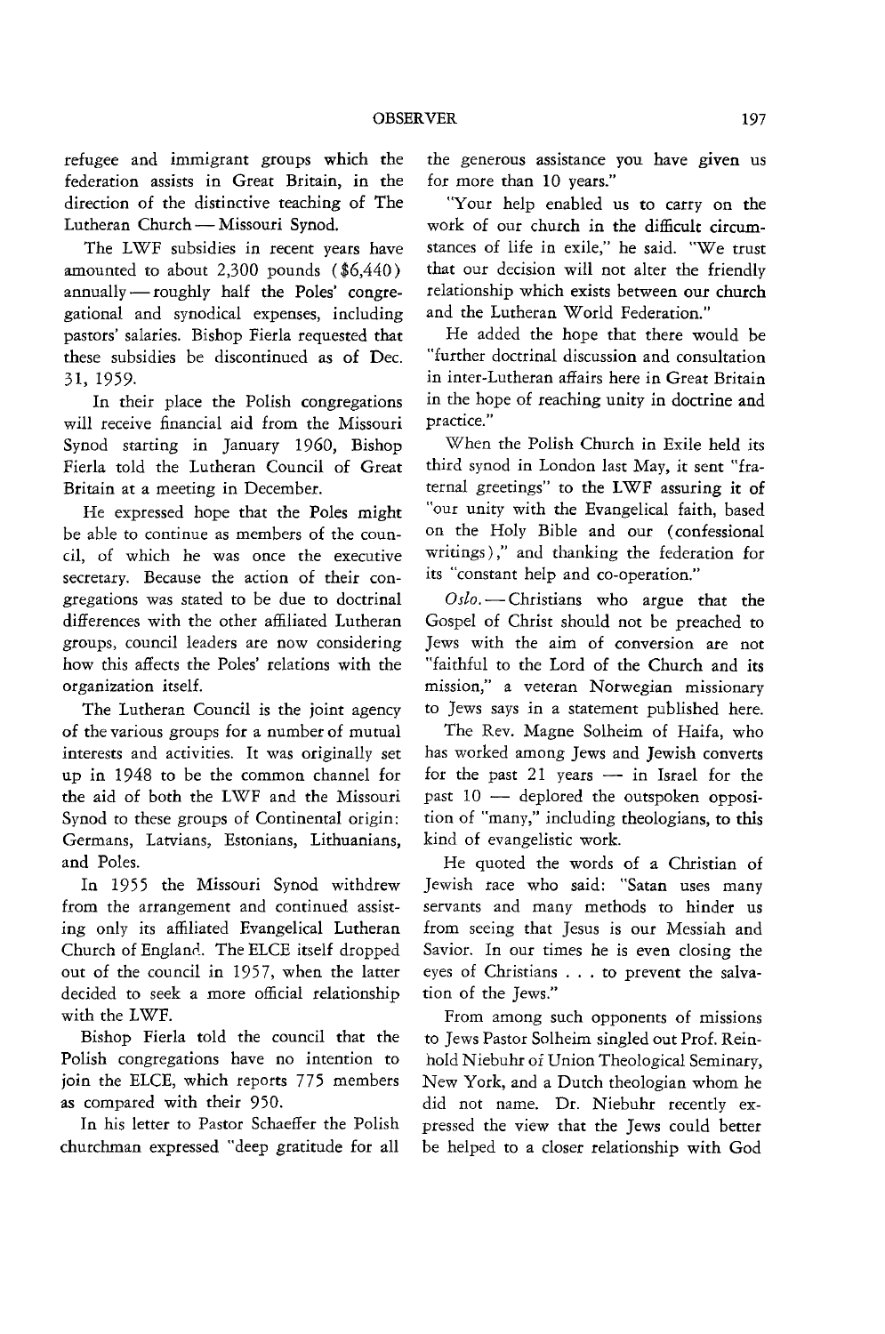refugee and immigrant groups which the federation assists in Great Britain, in the direction of the distinctive teaching of The Lutheran Church — Missouri Synod.

The LWF subsidies in recent years have amounted to about 2,300 pounds ($6,440) annually — roughly half the Poles' congregational and synodical expenses, including pastors' salaries. Bishop Fierla requested that these subsidies be discontinued as of Dec. 31, 1959.

In their place the Polish congregations will receive financial aid from the Missouri Synod starting in January 1960, Bishop Fierla told the Lutheran Council of Great Britain at a meeting in December.

He expressed hope that the Poles might be able to continue as members of the council, of which he was once the executive secretary. Because the action of their congregations was stated to be due to doctrinal differences with the other affiliated Lutheran groups, council leaders are now considering how this affects the Poles' relations with the organization itself.

The Lutheran Council is the joint agency of the various groups for a number of mutual interests and activities. It was originally set up in 1948 to be the common channel for the aid of both the LWF and the Missouri Synod to these groups of Continental origin: Germans, Latvians, Estonians, Lithuanians, and Poles.

In 1955 the Missouri Synod withdrew from the arrangement and continued assisting only its affiliated Evangelical Lutheran Church of England. The ELCE itself dropped out of the council in 1957, when the latter decided to seek a more official relationship with the LWF.

Bishop Fierla told the council that the Polish congregations have no intention to join the ELCE, which reports 775 members as compared with their 950.

In his letter to Pastor Schaeffer the Polish churchman expressed "deep gratitude for all the generous assistance you have given us for more than 10 years."

"Your help enabled us to carry on the work of our church in the difficult circumstances of life in exile," he said. "We trust that our decision will not alter the friendly relationship which exists between our church and the Lutheran World Federation."

He added the hope that there would be "further doctrinal discussion and consultation in inter-Lutheran affairs here in Great Britain in the hope of reaching unity in doctrine and practice."

When the Polish Church in Exile held its third synod in London last May, it sent "fraternal greetings" to the LWF assuring it of "our unity with the Evangelical faith, based on the Holy Bible and our (confessional writings)," and thanking the federation for its "constant help and co-operation."

*Oslo.* — Christians who argue that the Gospel of Christ should not be preached to Jews with the aim of conversion are not "faithful to the Lord of the Church and its mission," a veteran Norwegian missionary to Jews says in a statement published here.

The Rev. Magne Solheim of Haifa, who has worked among Jews and Jewish converts for the past 21 years — in Israel for the past 10 — deplored the outspoken opposition of "many," including theologians, to this kind of evangelistic work.

He quoted the words of a Christian of Jewish race who said: "Satan uses many servants and many methods to hinder us from seeing that Jesus is our Messiah and Savior. In our times he is even closing the eyes of Christians . . . to prevent the salvation of the Jews."

From among such opponents of missions to Jews Pastor Solheim singled out Prof. Reinhold Niebuhr of Union Theological Seminary, New York, and a Dutch theologian whom he did not name. Dr. Niebuhr recently expressed the view that the Jews could better be helped to a closer relationship with God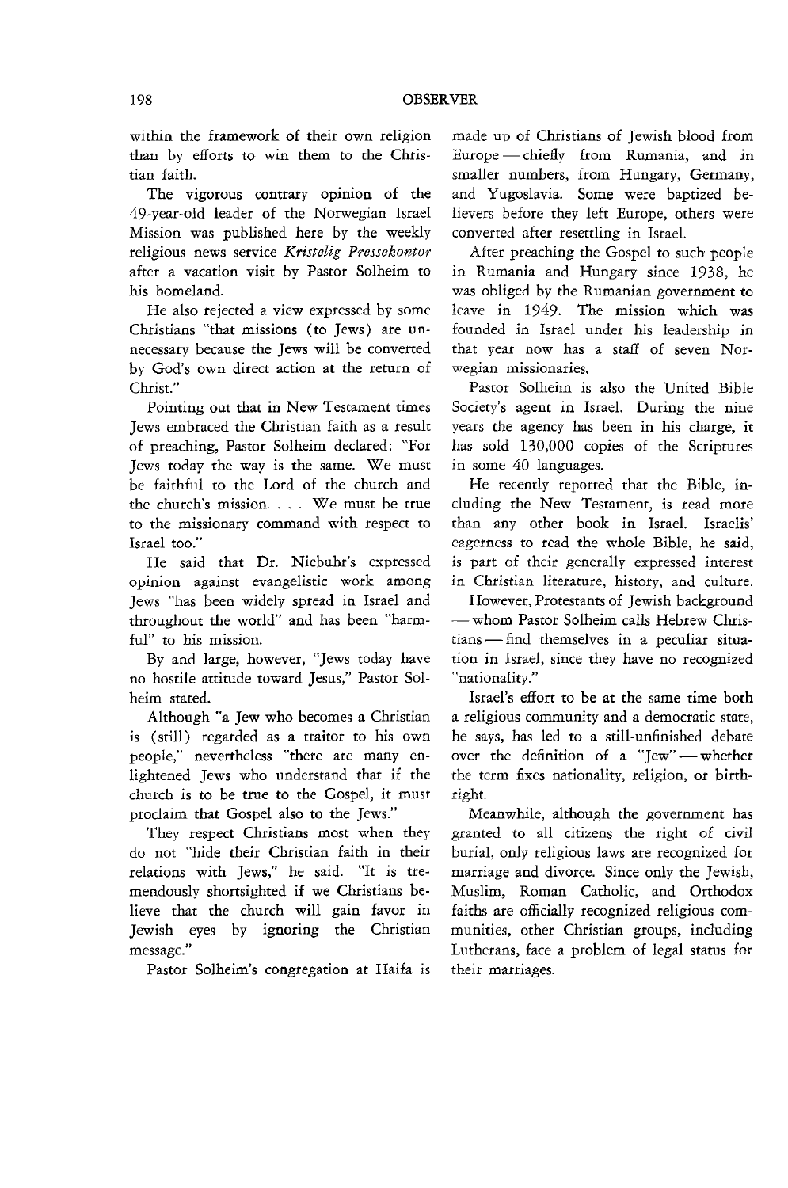within the framework of their own religion than by efforts to win them to the Christian faith.

The vigorous contrary opinion of the 49-year-old leader of the Norwegian Israel Mission was published here by the weekly religious news service *Kristelig Pressekontor* after a vacation visit by Pastor Solheim to his homeland.

He also rejected a view expressed by some Christians "that missions (to Jews) are unnecessary because the Jews will be converted by God's own direct action at the return of Christ."

Pointing out that in New Testament times Jews embraced the Christian faith as a result of preaching, Pastor Solheim declared: "For Jews today the way is the same. We must be faithful to the Lord of the church and the church's mission. . . . We must be true to the missionary command with respect to Israel too."

He said that Dr. Niebuhr's expressed opinion against evangelistic work among Jews "has been widely spread in Israel and throughout the world" and has been "harmful" to his mission.

By and large, however, "Jews today have no hostile attitude toward Jesus," Pastor Solheim stated.

Although "a Jew who becomes a Christian is (still) regarded as a traitor to his own people," nevertheless "there are many enlightened Jews who understand that if the church is to be true to the Gospel, it must proclaim that Gospel also to the Jews."

They respect Christians most when they do not "hide their Christian faith in their relations with Jews," he said. "It is tremendously shortsighted if we Christians believe that the church will gain favor in Jewish eyes by ignoring the Christian message."

Pastor Solheim's congregation at Haifa is made up of Christians of Jewish blood from Europe — chiefly from Rumania, and in smaller numbers, from Hungary, Germany, and Yugoslavia. Some were baptized believers before they left Europe, others were converted after resettling in Israel.

After preaching the Gospel to such people in Rumania and Hungary since 1938, he was obliged by the Rumanian government to leave in 1949. The mission which was founded in Israel under his leadership in that year now has a staff of seven Norwegian missionaries.

Pastor Solheim is also the United Bible Society's agent in Israel. During the nine years the agency has been in his charge, it has sold 130,000 copies of the Scriptures in some 40 languages.

He recently reported that the Bible, including the New Testament, is read more than any other book in Israel. Israelis' eagerness to read the whole Bible, he said, is part of their generally expressed interest in Christian literature, history, and culture.

However, Protestants of Jewish background — whom Pastor Solheim calls Hebrew Christians — find themselves in a peculiar situation in Israel, since they have no recognized "nationality."

Israel's effort to be at the same time both a religious community and a democratic state, he says, has led to a still-unfinished debate over the definition of a "Jew" — whether the term fixes nationality, religion, or birthright.

Meanwhile, although the government has granted to all citizens the right of civil burial, only religious laws are recognized for marriage and divorce. Since only the Jewish, Muslim, Roman Catholic, and Orthodox faiths are officially recognized religious communities, other Christian groups, including Lutherans, face a problem of legal status for their marriages.